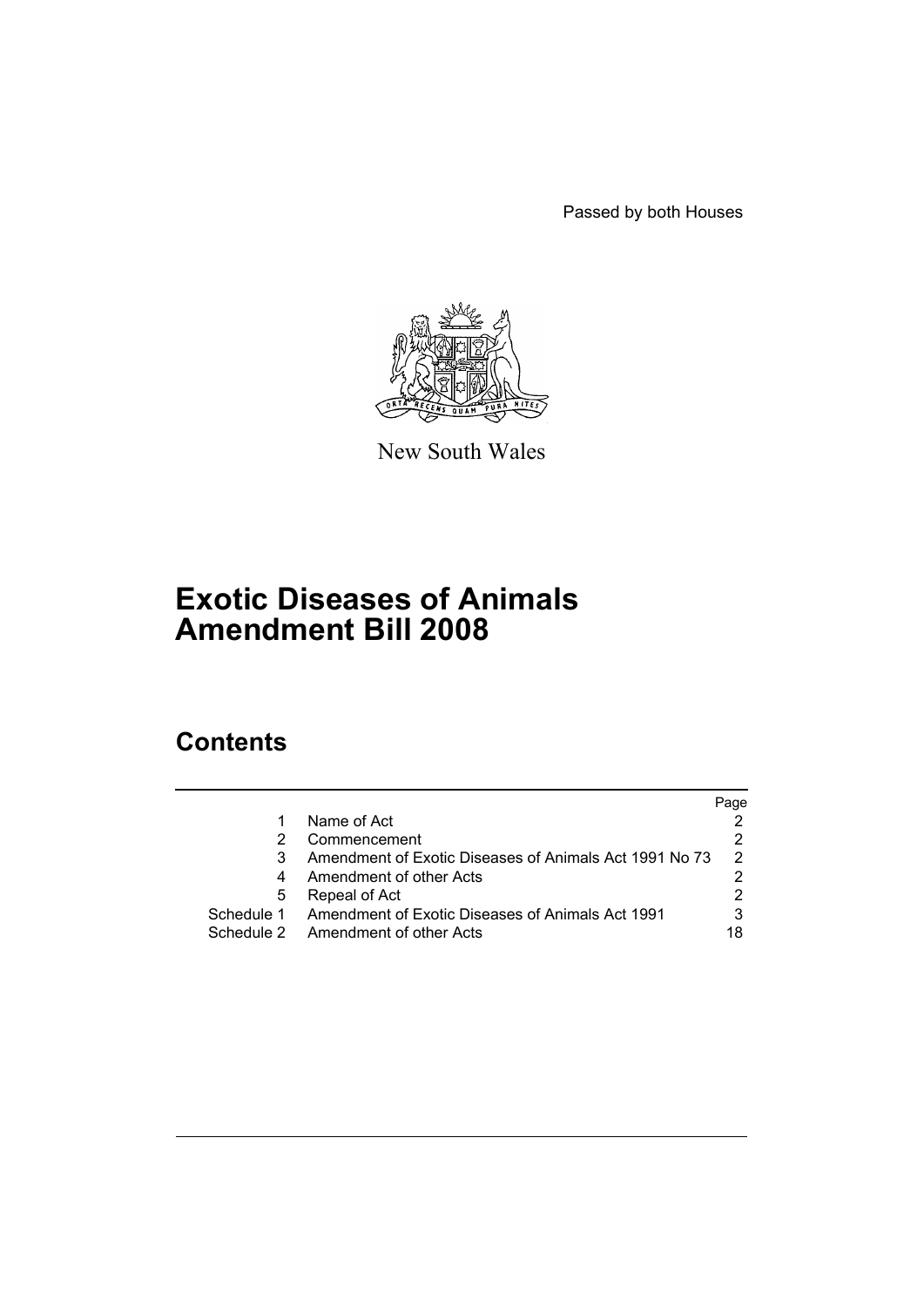Passed by both Houses

New South Wales

# Exotic Diseases of Animals Amendment Bill 2008

## Contents

| | | Page |
|---|---|---|
| 1 | Name of Act | 2 |
| 2 | Commencement | 2 |
| 3 | Amendment of Exotic Diseases of Animals Act 1991 No 73 | 2 |
| 4 | Amendment of other Acts | 2 |
| 5 | Repeal of Act | 2 |
| Schedule 1 | Amendment of Exotic Diseases of Animals Act 1991 | 3 |
| Schedule 2 | Amendment of other Acts | 18 |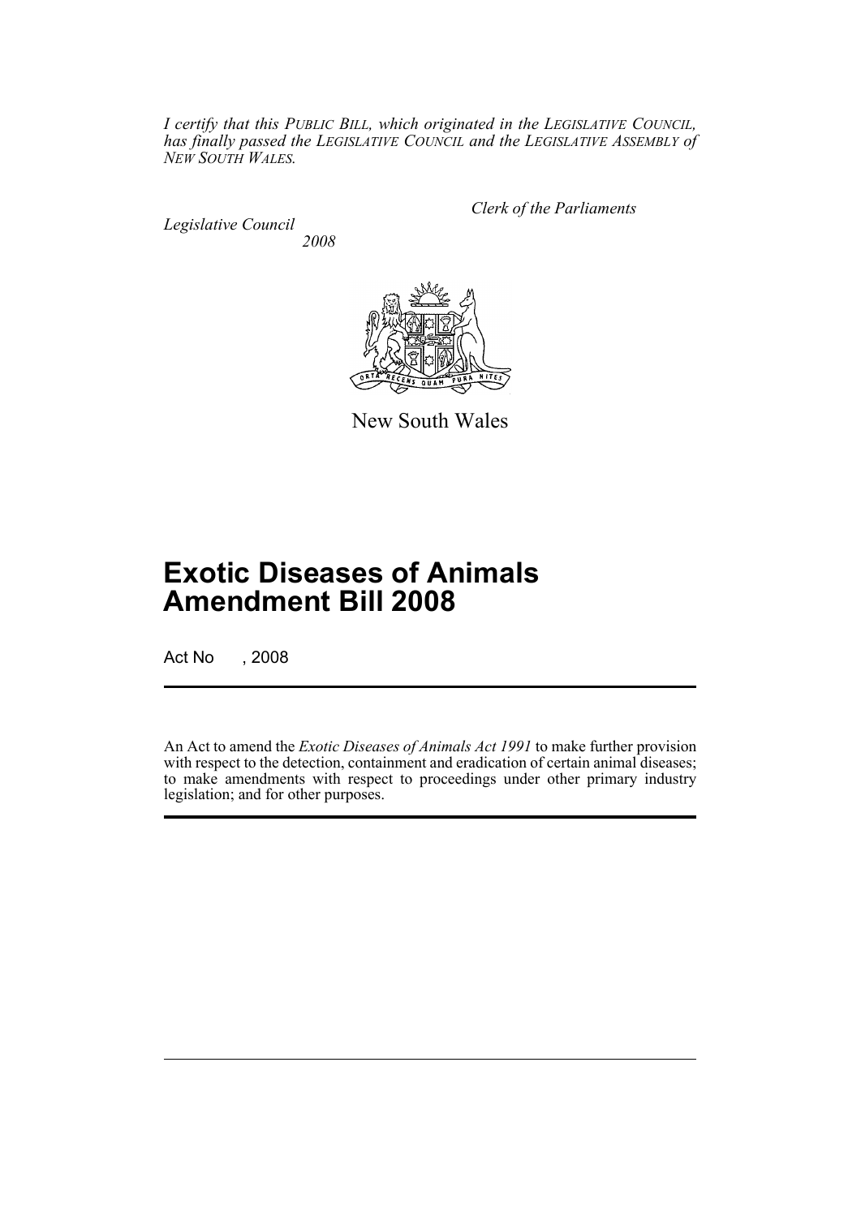*I certify that this PUBLIC BILL, which originated in the LEGISLATIVE COUNCIL, has finally passed the LEGISLATIVE COUNCIL and the LEGISLATIVE ASSEMBLY of NEW SOUTH WALES.*

*Clerk of the Parliaments*

*Legislative Council*

*2008*

New South Wales

# Exotic Diseases of Animals Amendment Bill 2008

Act No , 2008

An Act to amend the *Exotic Diseases of Animals Act 1991* to make further provision with respect to the detection, containment and eradication of certain animal diseases; to make amendments with respect to proceedings under other primary industry legislation; and for other purposes.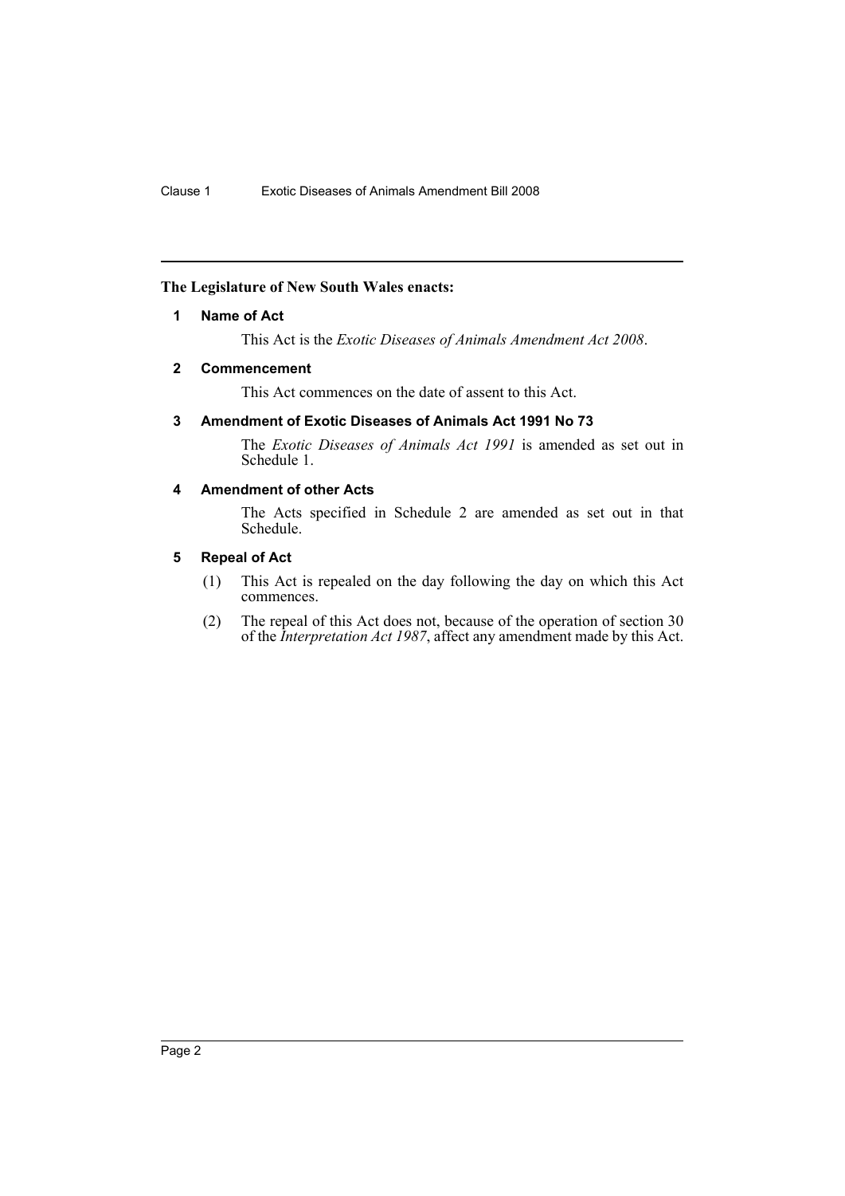**The Legislature of New South Wales enacts:**

## 1 Name of Act

This Act is the *Exotic Diseases of Animals Amendment Act 2008*.

## 2 Commencement

This Act commences on the date of assent to this Act.

## 3 Amendment of Exotic Diseases of Animals Act 1991 No 73

The *Exotic Diseases of Animals Act 1991* is amended as set out in Schedule 1.

## 4 Amendment of other Acts

The Acts specified in Schedule 2 are amended as set out in that Schedule.

## 5 Repeal of Act

(1) This Act is repealed on the day following the day on which this Act commences.

(2) The repeal of this Act does not, because of the operation of section 30 of the *Interpretation Act 1987*, affect any amendment made by this Act.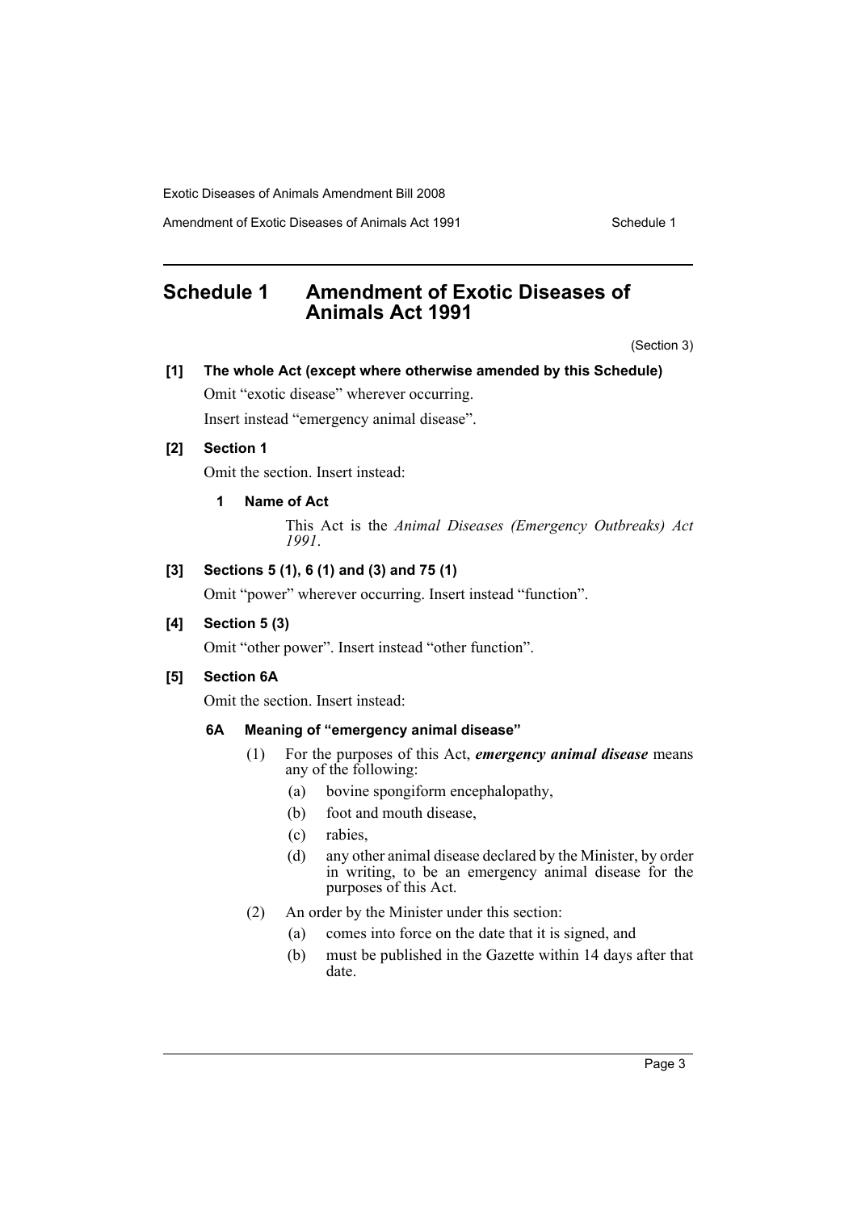# Schedule 1 Amendment of Exotic Diseases of Animals Act 1991

(Section 3)

**[1] The whole Act (except where otherwise amended by this Schedule)**

Omit "exotic disease" wherever occurring.

Insert instead "emergency animal disease".

**[2] Section 1**

Omit the section. Insert instead:

**1 Name of Act**

This Act is the *Animal Diseases (Emergency Outbreaks) Act 1991*.

**[3] Sections 5 (1), 6 (1) and (3) and 75 (1)**

Omit "power" wherever occurring. Insert instead "function".

**[4] Section 5 (3)**

Omit "other power". Insert instead "other function".

**[5] Section 6A**

Omit the section. Insert instead:

**6A Meaning of "emergency animal disease"**

(1) For the purposes of this Act, ***emergency animal disease*** means any of the following:

- (a) bovine spongiform encephalopathy,
- (b) foot and mouth disease,
- (c) rabies,
- (d) any other animal disease declared by the Minister, by order in writing, to be an emergency animal disease for the purposes of this Act.

(2) An order by the Minister under this section:

- (a) comes into force on the date that it is signed, and
- (b) must be published in the Gazette within 14 days after that date.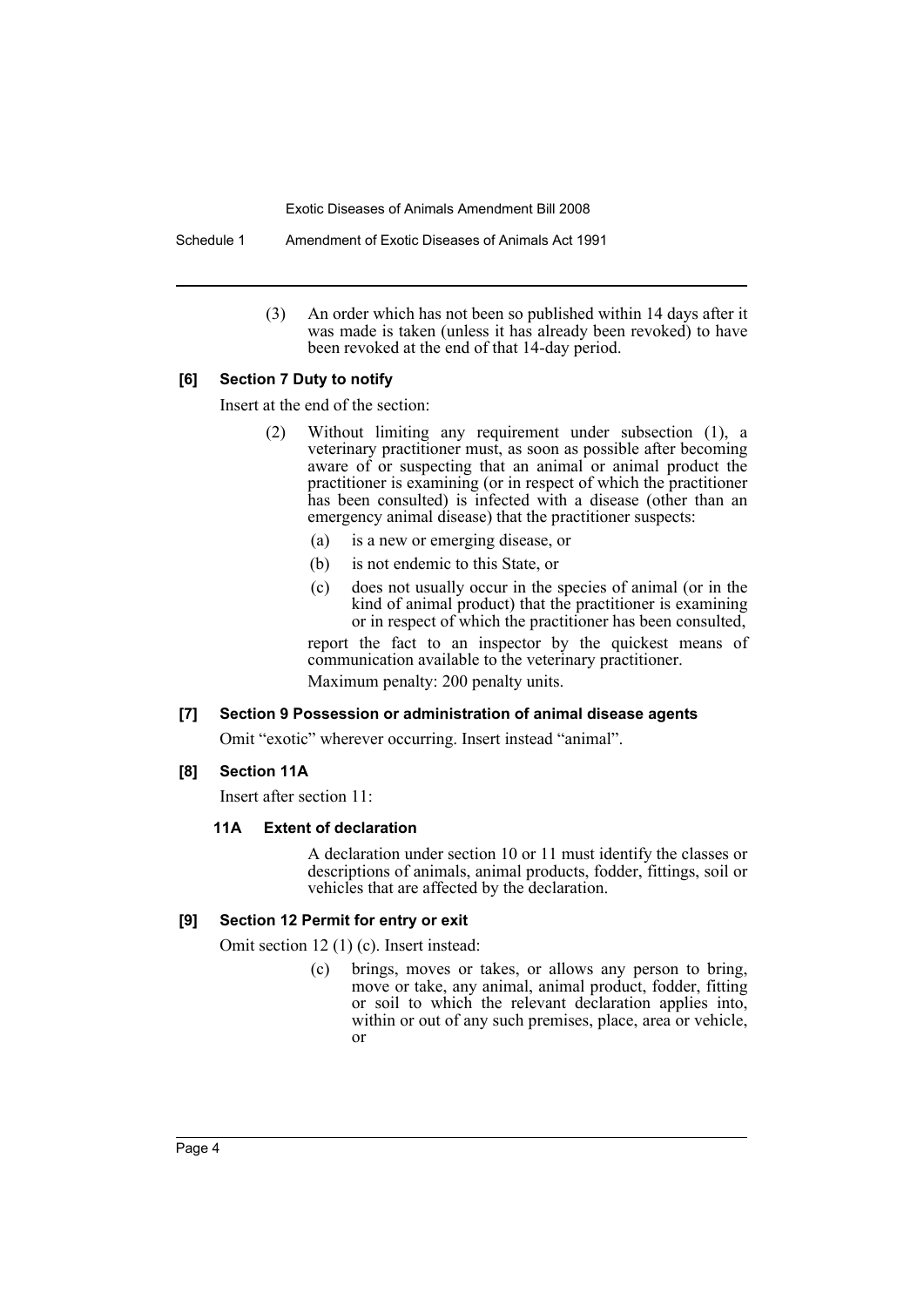(3) An order which has not been so published within 14 days after it was made is taken (unless it has already been revoked) to have been revoked at the end of that 14-day period.

**[6] Section 7 Duty to notify**

Insert at the end of the section:

(2) Without limiting any requirement under subsection (1), a veterinary practitioner must, as soon as possible after becoming aware of or suspecting that an animal or animal product the practitioner is examining (or in respect of which the practitioner has been consulted) is infected with a disease (other than an emergency animal disease) that the practitioner suspects:

(a) is a new or emerging disease, or

(b) is not endemic to this State, or

(c) does not usually occur in the species of animal (or in the kind of animal product) that the practitioner is examining or in respect of which the practitioner has been consulted,

report the fact to an inspector by the quickest means of communication available to the veterinary practitioner.

Maximum penalty: 200 penalty units.

**[7] Section 9 Possession or administration of animal disease agents**

Omit "exotic" wherever occurring. Insert instead "animal".

**[8] Section 11A**

Insert after section 11:

**11A Extent of declaration**

A declaration under section 10 or 11 must identify the classes or descriptions of animals, animal products, fodder, fittings, soil or vehicles that are affected by the declaration.

**[9] Section 12 Permit for entry or exit**

Omit section 12 (1) (c). Insert instead:

(c) brings, moves or takes, or allows any person to bring, move or take, any animal, animal product, fodder, fitting or soil to which the relevant declaration applies into, within or out of any such premises, place, area or vehicle, or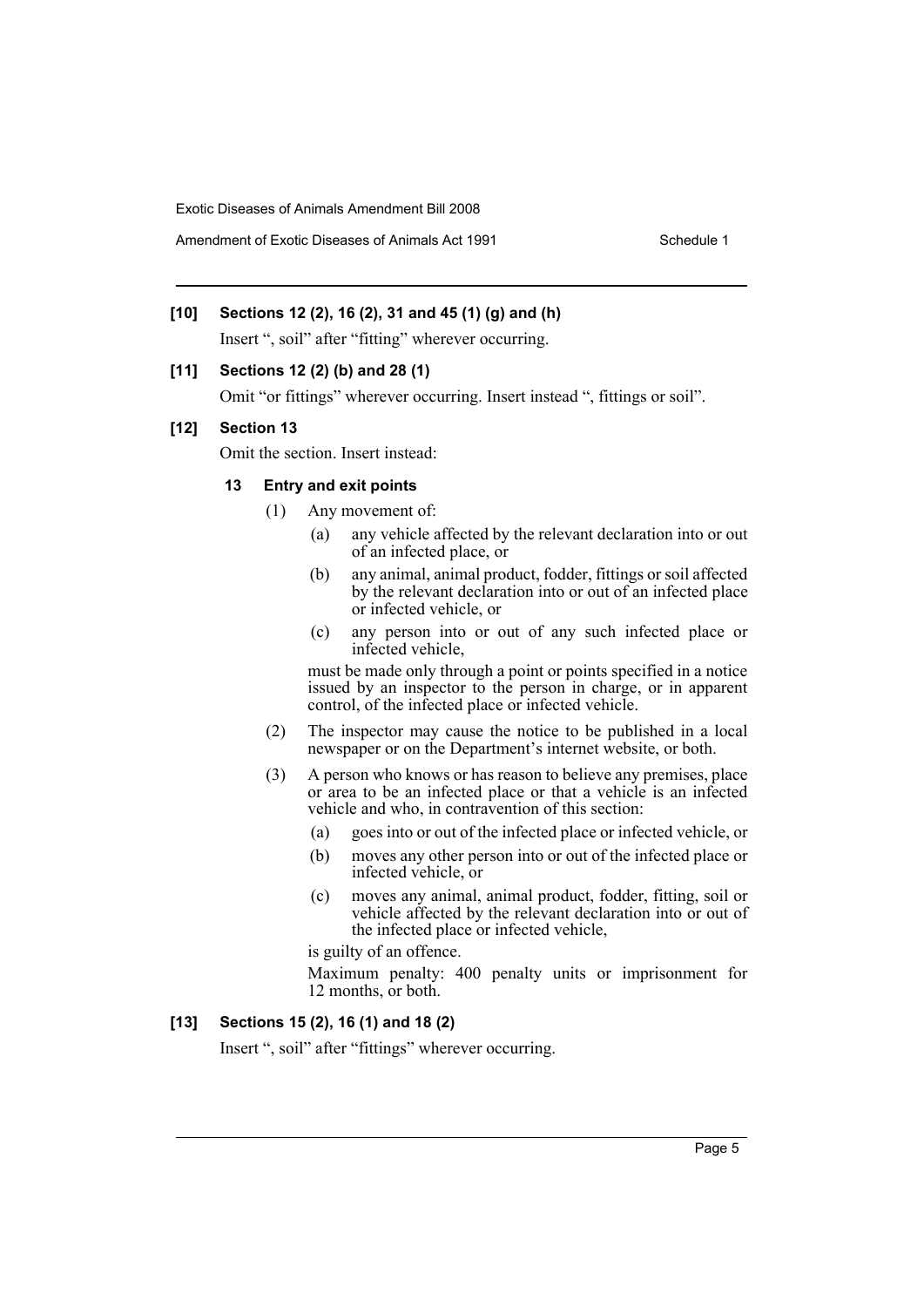**[10] Sections 12 (2), 16 (2), 31 and 45 (1) (g) and (h)**

Insert ", soil" after "fitting" wherever occurring.

**[11] Sections 12 (2) (b) and 28 (1)**

Omit "or fittings" wherever occurring. Insert instead ", fittings or soil".

**[12] Section 13**

Omit the section. Insert instead:

**13 Entry and exit points**

(1) Any movement of:

- (a) any vehicle affected by the relevant declaration into or out of an infected place, or
- (b) any animal, animal product, fodder, fittings or soil affected by the relevant declaration into or out of an infected place or infected vehicle, or
- (c) any person into or out of any such infected place or infected vehicle,

must be made only through a point or points specified in a notice issued by an inspector to the person in charge, or in apparent control, of the infected place or infected vehicle.

(2) The inspector may cause the notice to be published in a local newspaper or on the Department's internet website, or both.

(3) A person who knows or has reason to believe any premises, place or area to be an infected place or that a vehicle is an infected vehicle and who, in contravention of this section:

- (a) goes into or out of the infected place or infected vehicle, or
- (b) moves any other person into or out of the infected place or infected vehicle, or
- (c) moves any animal, animal product, fodder, fitting, soil or vehicle affected by the relevant declaration into or out of the infected place or infected vehicle,

is guilty of an offence.

Maximum penalty: 400 penalty units or imprisonment for 12 months, or both.

**[13] Sections 15 (2), 16 (1) and 18 (2)**

Insert ", soil" after "fittings" wherever occurring.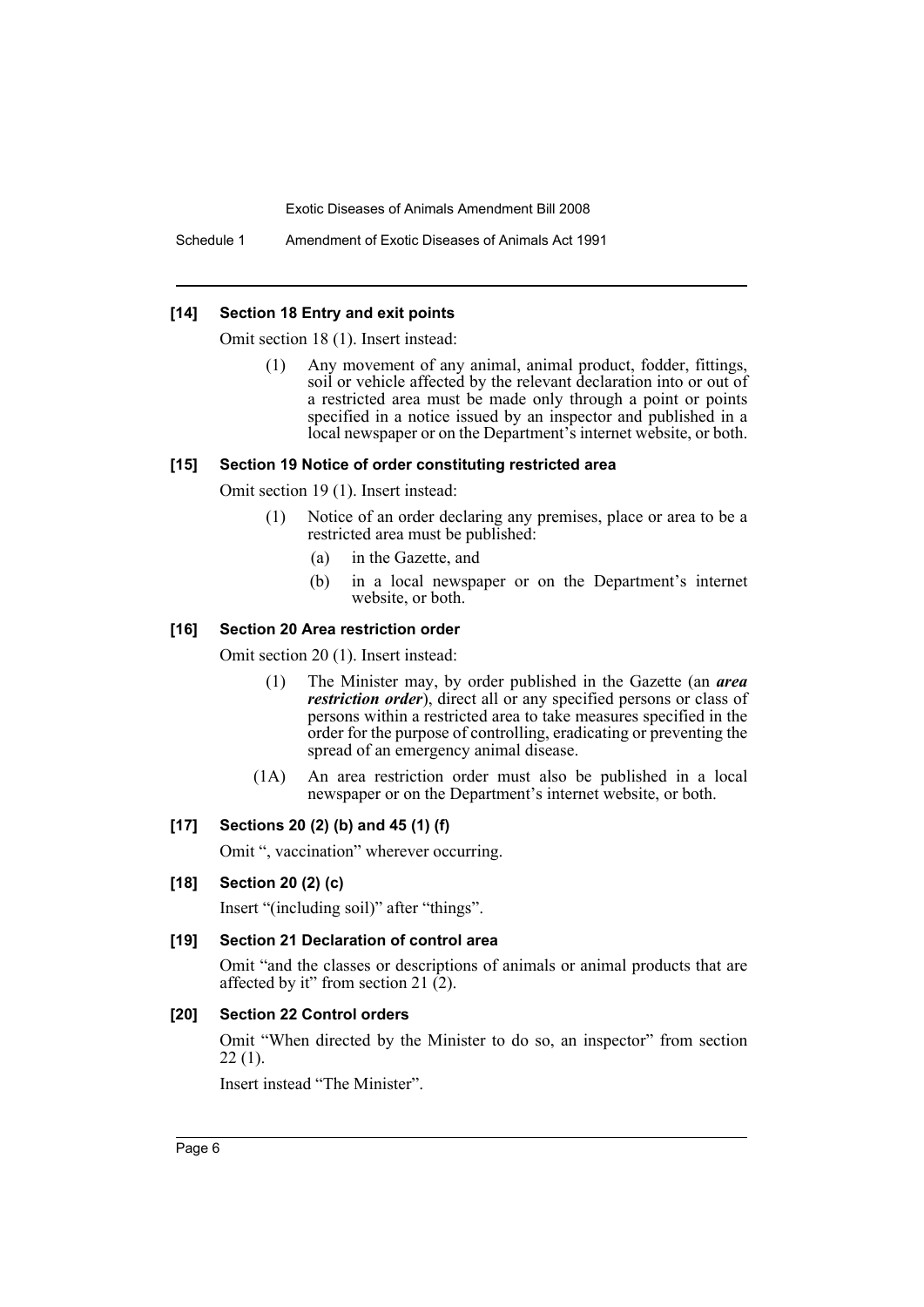### [14] Section 18 Entry and exit points

Omit section 18 (1). Insert instead:

> (1) Any movement of any animal, animal product, fodder, fittings, soil or vehicle affected by the relevant declaration into or out of a restricted area must be made only through a point or points specified in a notice issued by an inspector and published in a local newspaper or on the Department's internet website, or both.

### [15] Section 19 Notice of order constituting restricted area

Omit section 19 (1). Insert instead:

> (1) Notice of an order declaring any premises, place or area to be a restricted area must be published:
>
> (a) in the Gazette, and
>
> (b) in a local newspaper or on the Department's internet website, or both.

### [16] Section 20 Area restriction order

Omit section 20 (1). Insert instead:

> (1) The Minister may, by order published in the Gazette (an ***area restriction order***), direct all or any specified persons or class of persons within a restricted area to take measures specified in the order for the purpose of controlling, eradicating or preventing the spread of an emergency animal disease.
>
> (1A) An area restriction order must also be published in a local newspaper or on the Department's internet website, or both.

### [17] Sections 20 (2) (b) and 45 (1) (f)

Omit ", vaccination" wherever occurring.

### [18] Section 20 (2) (c)

Insert "(including soil)" after "things".

### [19] Section 21 Declaration of control area

Omit "and the classes or descriptions of animals or animal products that are affected by it" from section 21 (2).

### [20] Section 22 Control orders

Omit "When directed by the Minister to do so, an inspector" from section 22 (1).

Insert instead "The Minister".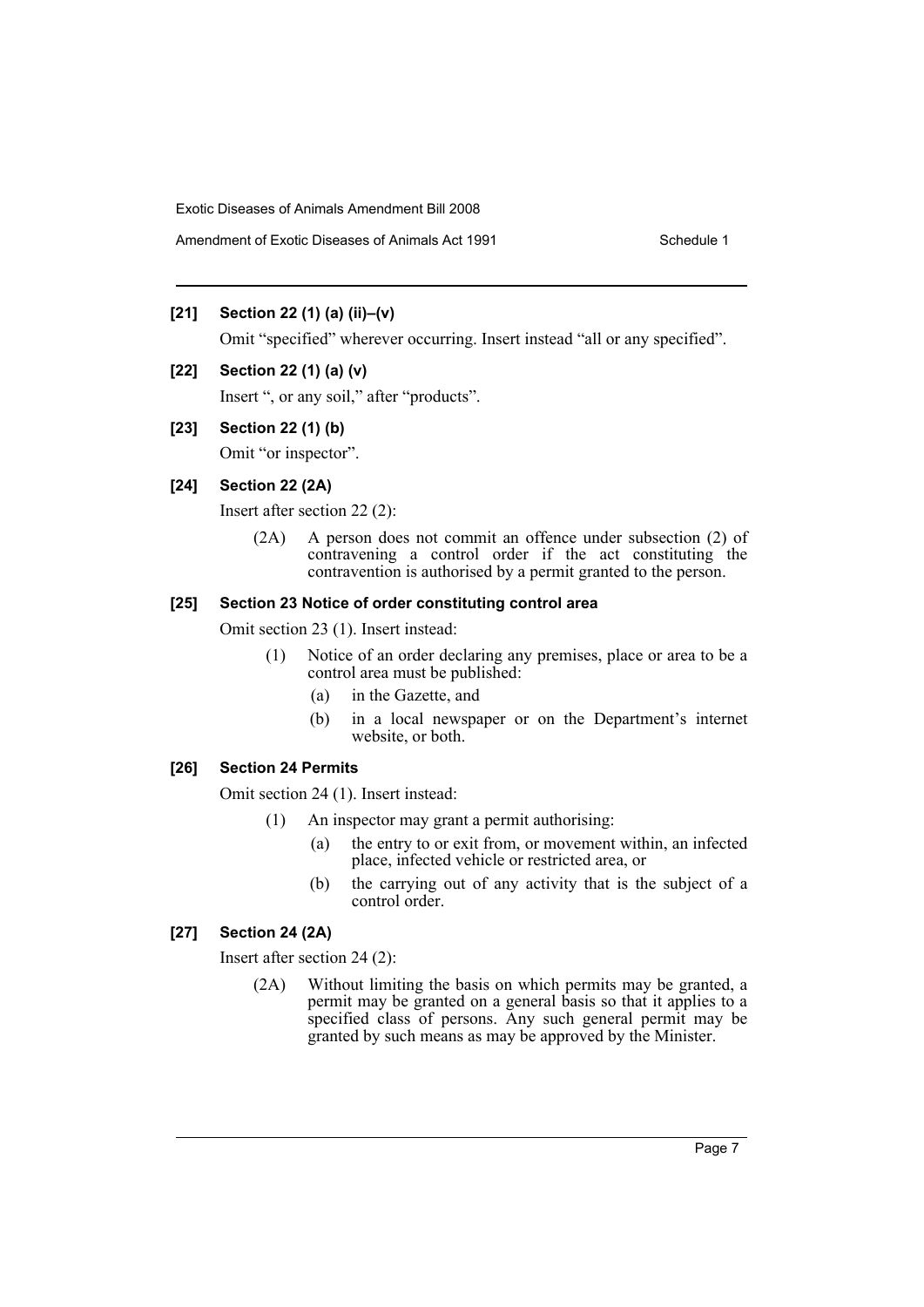**[21] Section 22 (1) (a) (ii)–(v)**

Omit "specified" wherever occurring. Insert instead "all or any specified".

**[22] Section 22 (1) (a) (v)**

Insert ", or any soil," after "products".

**[23] Section 22 (1) (b)**

Omit "or inspector".

**[24] Section 22 (2A)**

Insert after section 22 (2):

> (2A) A person does not commit an offence under subsection (2) of contravening a control order if the act constituting the contravention is authorised by a permit granted to the person.

**[25] Section 23 Notice of order constituting control area**

Omit section 23 (1). Insert instead:

> (1) Notice of an order declaring any premises, place or area to be a control area must be published:
>
> (a) in the Gazette, and
>
> (b) in a local newspaper or on the Department's internet website, or both.

**[26] Section 24 Permits**

Omit section 24 (1). Insert instead:

> (1) An inspector may grant a permit authorising:
>
> (a) the entry to or exit from, or movement within, an infected place, infected vehicle or restricted area, or
>
> (b) the carrying out of any activity that is the subject of a control order.

**[27] Section 24 (2A)**

Insert after section 24 (2):

> (2A) Without limiting the basis on which permits may be granted, a permit may be granted on a general basis so that it applies to a specified class of persons. Any such general permit may be granted by such means as may be approved by the Minister.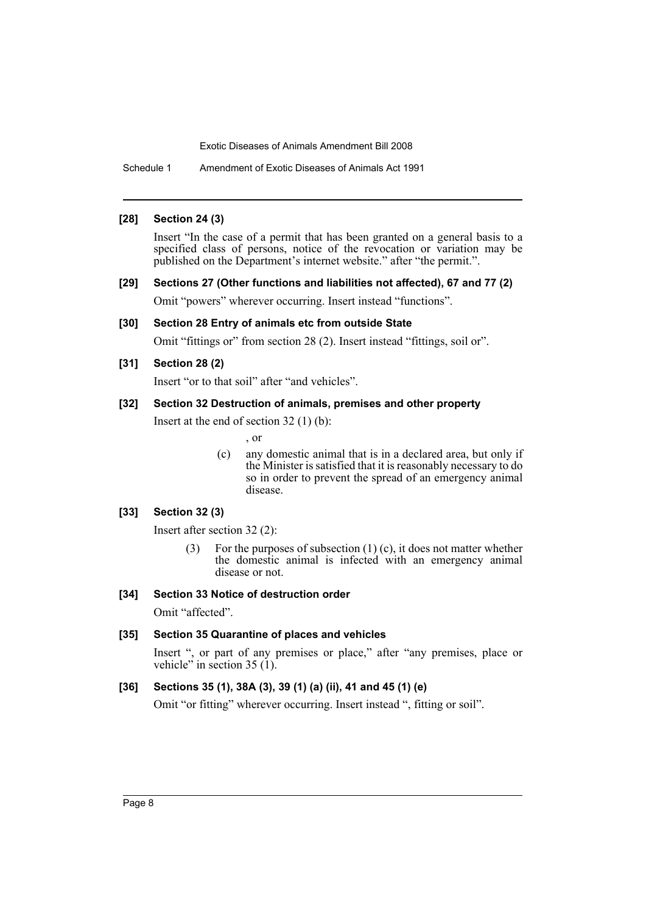#### [28] Section 24 (3)

Insert "In the case of a permit that has been granted on a general basis to a specified class of persons, notice of the revocation or variation may be published on the Department's internet website." after "the permit.".

#### [29] Sections 27 (Other functions and liabilities not affected), 67 and 77 (2)

Omit "powers" wherever occurring. Insert instead "functions".

#### [30] Section 28 Entry of animals etc from outside State

Omit "fittings or" from section 28 (2). Insert instead "fittings, soil or".

#### [31] Section 28 (2)

Insert "or to that soil" after "and vehicles".

#### [32] Section 32 Destruction of animals, premises and other property

Insert at the end of section 32 (1) (b):

, or

(c) any domestic animal that is in a declared area, but only if the Minister is satisfied that it is reasonably necessary to do so in order to prevent the spread of an emergency animal disease.

#### [33] Section 32 (3)

Insert after section 32 (2):

(3) For the purposes of subsection (1) (c), it does not matter whether the domestic animal is infected with an emergency animal disease or not.

#### [34] Section 33 Notice of destruction order

Omit "affected".

#### [35] Section 35 Quarantine of places and vehicles

Insert ", or part of any premises or place," after "any premises, place or vehicle" in section 35 (1).

#### [36] Sections 35 (1), 38A (3), 39 (1) (a) (ii), 41 and 45 (1) (e)

Omit "or fitting" wherever occurring. Insert instead ", fitting or soil".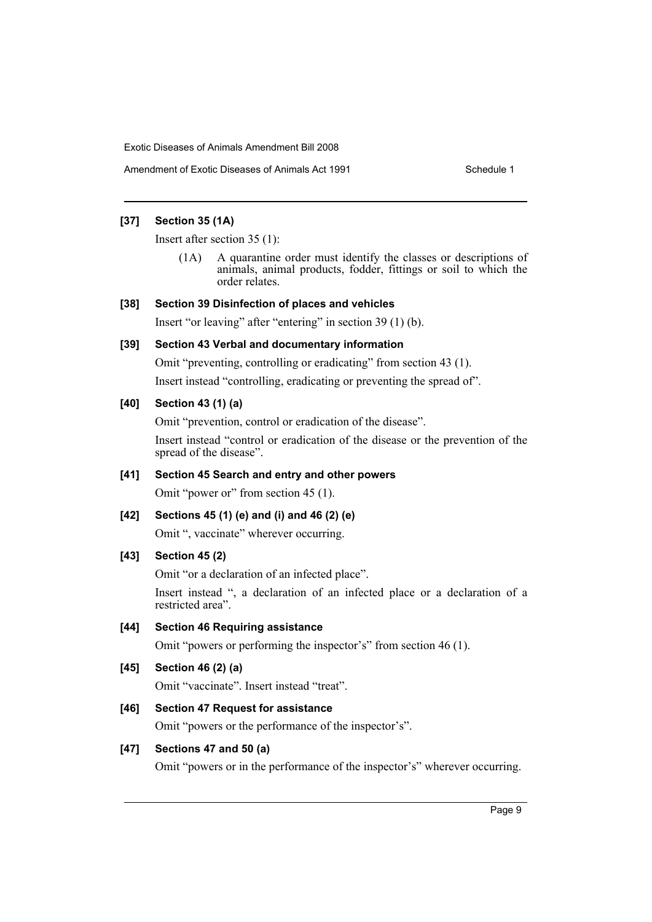**[37] Section 35 (1A)**

Insert after section 35 (1):

> (1A) A quarantine order must identify the classes or descriptions of animals, animal products, fodder, fittings or soil to which the order relates.

**[38] Section 39 Disinfection of places and vehicles**

Insert "or leaving" after "entering" in section 39 (1) (b).

**[39] Section 43 Verbal and documentary information**

Omit "preventing, controlling or eradicating" from section 43 (1).

Insert instead "controlling, eradicating or preventing the spread of".

**[40] Section 43 (1) (a)**

Omit "prevention, control or eradication of the disease".

Insert instead "control or eradication of the disease or the prevention of the spread of the disease".

**[41] Section 45 Search and entry and other powers**

Omit "power or" from section 45 (1).

**[42] Sections 45 (1) (e) and (i) and 46 (2) (e)**

Omit ", vaccinate" wherever occurring.

**[43] Section 45 (2)**

Omit "or a declaration of an infected place".

Insert instead ", a declaration of an infected place or a declaration of a restricted area".

**[44] Section 46 Requiring assistance**

Omit "powers or performing the inspector's" from section 46 (1).

**[45] Section 46 (2) (a)**

Omit "vaccinate". Insert instead "treat".

**[46] Section 47 Request for assistance**

Omit "powers or the performance of the inspector's".

**[47] Sections 47 and 50 (a)**

Omit "powers or in the performance of the inspector's" wherever occurring.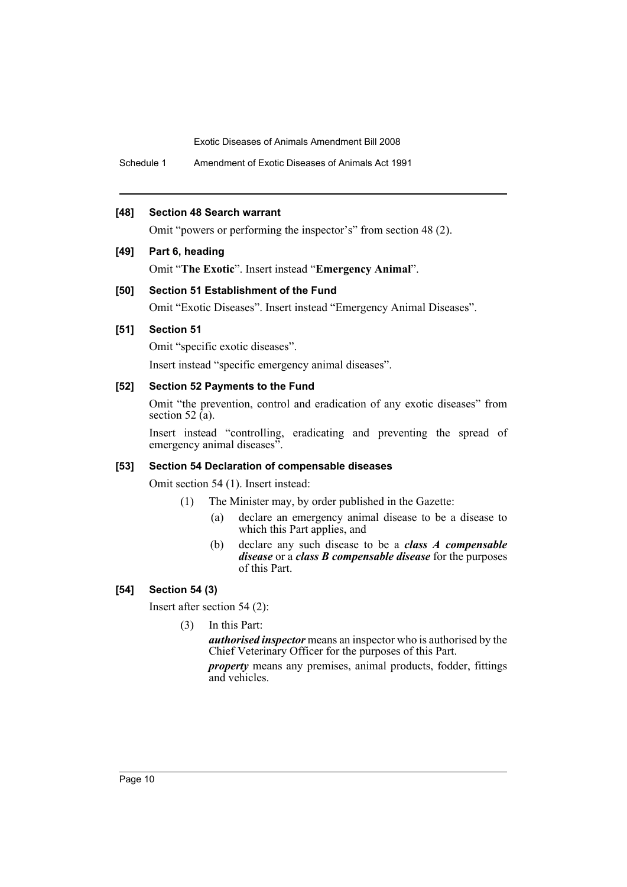**[48] Section 48 Search warrant**

Omit "powers or performing the inspector's" from section 48 (2).

**[49] Part 6, heading**

Omit "**The Exotic**". Insert instead "**Emergency Animal**".

**[50] Section 51 Establishment of the Fund**

Omit "Exotic Diseases". Insert instead "Emergency Animal Diseases".

**[51] Section 51**

Omit "specific exotic diseases".

Insert instead "specific emergency animal diseases".

**[52] Section 52 Payments to the Fund**

Omit "the prevention, control and eradication of any exotic diseases" from section 52 (a).

Insert instead "controlling, eradicating and preventing the spread of emergency animal diseases".

**[53] Section 54 Declaration of compensable diseases**

Omit section 54 (1). Insert instead:

(1) The Minister may, by order published in the Gazette:

(a) declare an emergency animal disease to be a disease to which this Part applies, and

(b) declare any such disease to be a ***class A compensable disease*** or a ***class B compensable disease*** for the purposes of this Part.

**[54] Section 54 (3)**

Insert after section 54 (2):

(3) In this Part:

***authorised inspector*** means an inspector who is authorised by the Chief Veterinary Officer for the purposes of this Part.

***property*** means any premises, animal products, fodder, fittings and vehicles.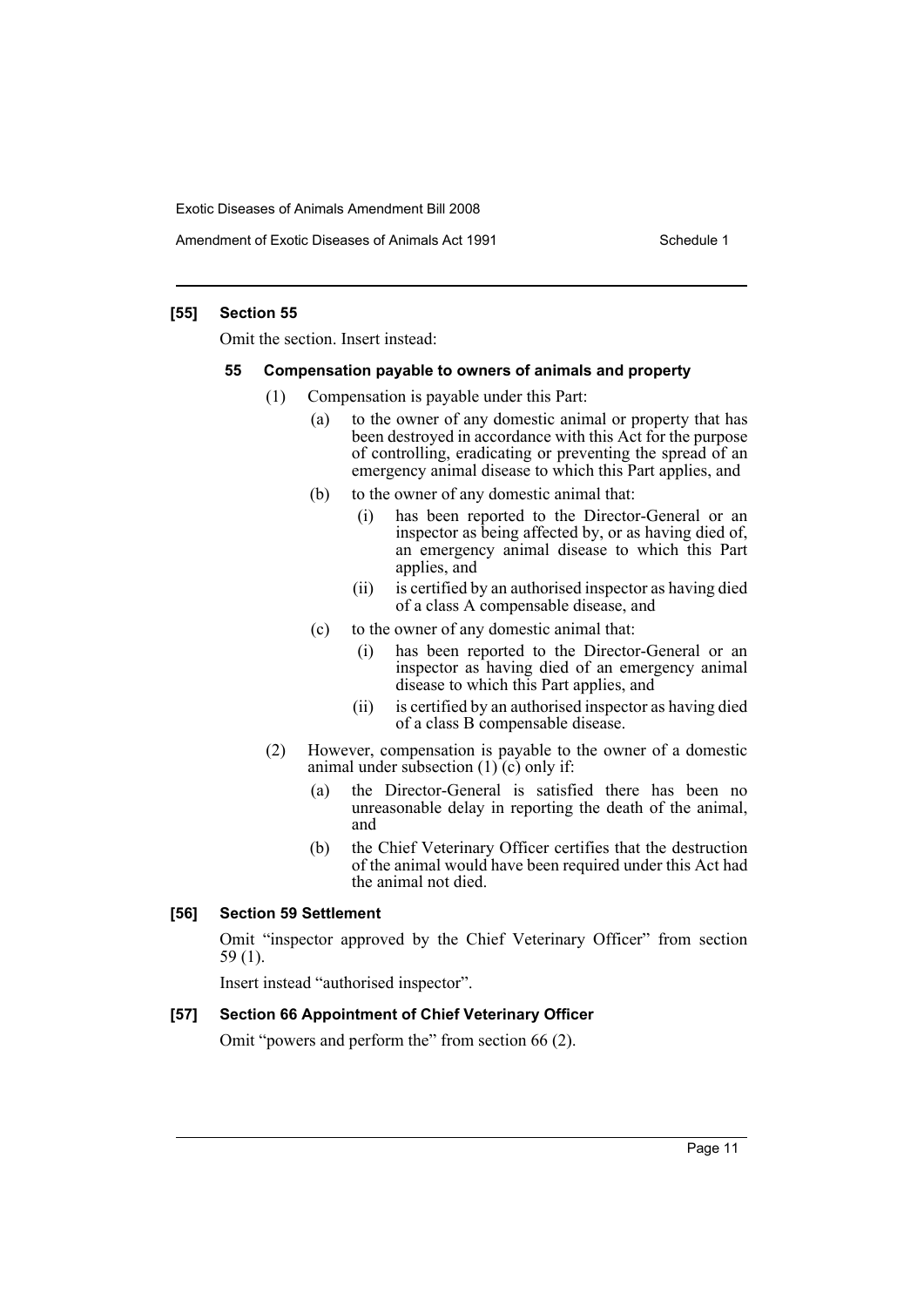#### [55] Section 55

Omit the section. Insert instead:

**55 Compensation payable to owners of animals and property**

(1) Compensation is payable under this Part:

(a) to the owner of any domestic animal or property that has been destroyed in accordance with this Act for the purpose of controlling, eradicating or preventing the spread of an emergency animal disease to which this Part applies, and

(b) to the owner of any domestic animal that:

(i) has been reported to the Director-General or an inspector as being affected by, or as having died of, an emergency animal disease to which this Part applies, and

(ii) is certified by an authorised inspector as having died of a class A compensable disease, and

(c) to the owner of any domestic animal that:

(i) has been reported to the Director-General or an inspector as having died of an emergency animal disease to which this Part applies, and

(ii) is certified by an authorised inspector as having died of a class B compensable disease.

(2) However, compensation is payable to the owner of a domestic animal under subsection (1) (c) only if:

(a) the Director-General is satisfied there has been no unreasonable delay in reporting the death of the animal, and

(b) the Chief Veterinary Officer certifies that the destruction of the animal would have been required under this Act had the animal not died.

#### [56] Section 59 Settlement

Omit "inspector approved by the Chief Veterinary Officer" from section 59 (1).

Insert instead "authorised inspector".

#### [57] Section 66 Appointment of Chief Veterinary Officer

Omit "powers and perform the" from section 66 (2).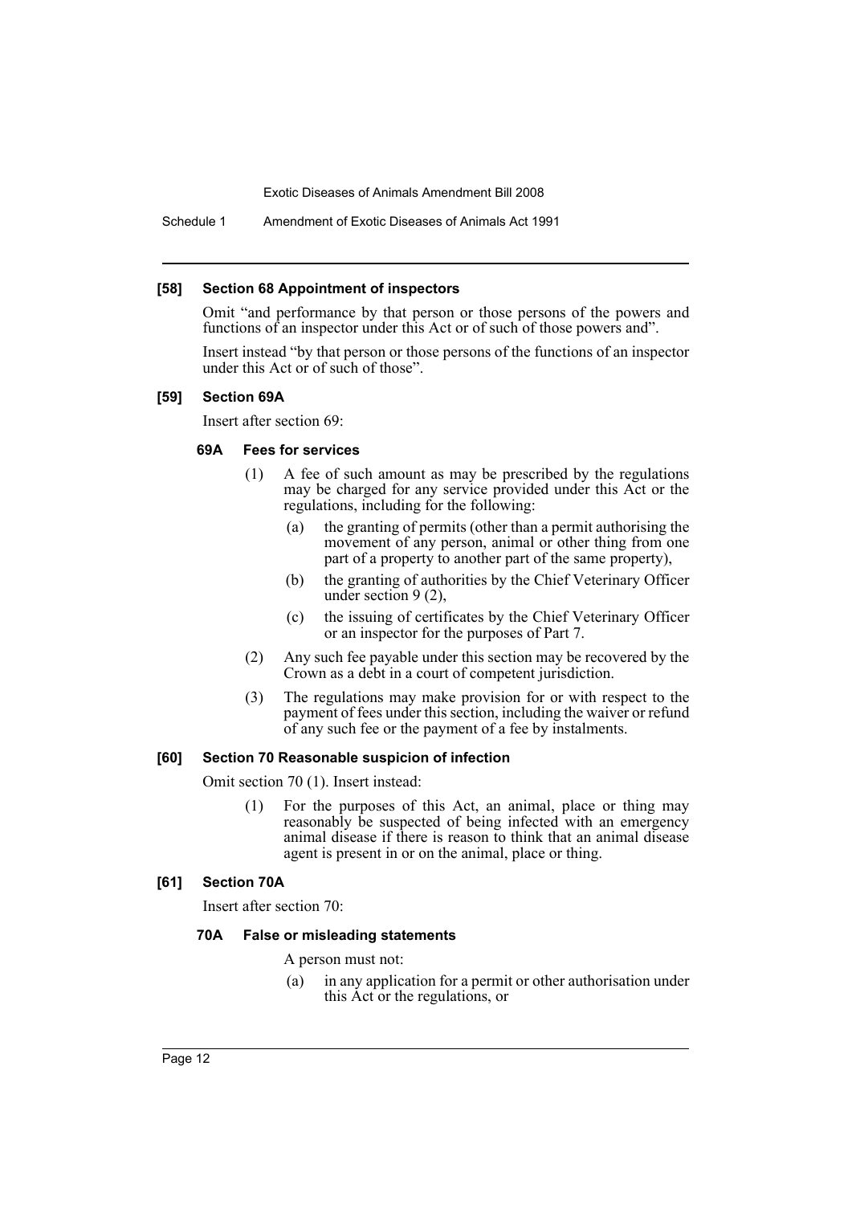**[58] Section 68 Appointment of inspectors**

Omit "and performance by that person or those persons of the powers and functions of an inspector under this Act or of such of those powers and".

Insert instead "by that person or those persons of the functions of an inspector under this Act or of such of those".

**[59] Section 69A**

Insert after section 69:

**69A Fees for services**

(1) A fee of such amount as may be prescribed by the regulations may be charged for any service provided under this Act or the regulations, including for the following:

(a) the granting of permits (other than a permit authorising the movement of any person, animal or other thing from one part of a property to another part of the same property),

(b) the granting of authorities by the Chief Veterinary Officer under section 9 (2),

(c) the issuing of certificates by the Chief Veterinary Officer or an inspector for the purposes of Part 7.

(2) Any such fee payable under this section may be recovered by the Crown as a debt in a court of competent jurisdiction.

(3) The regulations may make provision for or with respect to the payment of fees under this section, including the waiver or refund of any such fee or the payment of a fee by instalments.

**[60] Section 70 Reasonable suspicion of infection**

Omit section 70 (1). Insert instead:

(1) For the purposes of this Act, an animal, place or thing may reasonably be suspected of being infected with an emergency animal disease if there is reason to think that an animal disease agent is present in or on the animal, place or thing.

**[61] Section 70A**

Insert after section 70:

**70A False or misleading statements**

A person must not:

(a) in any application for a permit or other authorisation under this Act or the regulations, or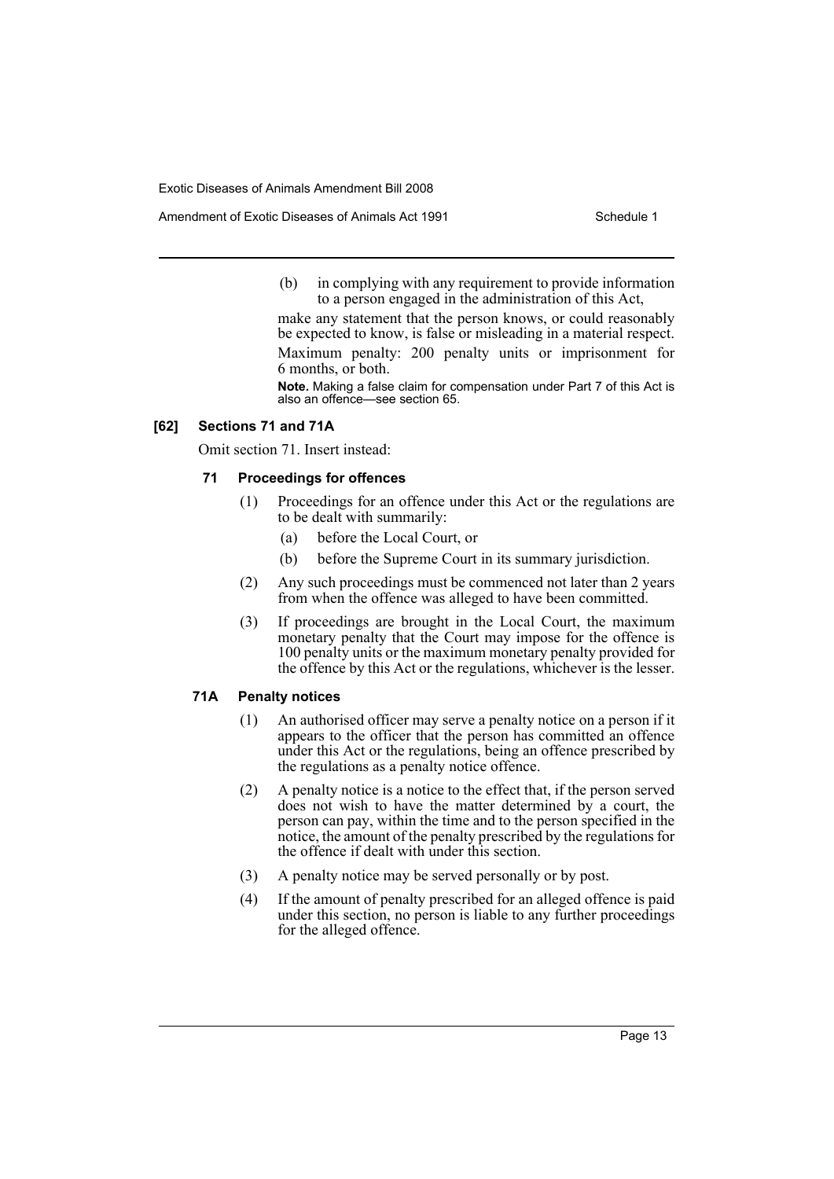(b) in complying with any requirement to provide information to a person engaged in the administration of this Act,

make any statement that the person knows, or could reasonably be expected to know, is false or misleading in a material respect.

Maximum penalty: 200 penalty units or imprisonment for 6 months, or both.

**Note.** Making a false claim for compensation under Part 7 of this Act is also an offence—see section 65.

### [62] Sections 71 and 71A

Omit section 71. Insert instead:

#### 71 Proceedings for offences

(1) Proceedings for an offence under this Act or the regulations are to be dealt with summarily:

(a) before the Local Court, or

(b) before the Supreme Court in its summary jurisdiction.

(2) Any such proceedings must be commenced not later than 2 years from when the offence was alleged to have been committed.

(3) If proceedings are brought in the Local Court, the maximum monetary penalty that the Court may impose for the offence is 100 penalty units or the maximum monetary penalty provided for the offence by this Act or the regulations, whichever is the lesser.

#### 71A Penalty notices

(1) An authorised officer may serve a penalty notice on a person if it appears to the officer that the person has committed an offence under this Act or the regulations, being an offence prescribed by the regulations as a penalty notice offence.

(2) A penalty notice is a notice to the effect that, if the person served does not wish to have the matter determined by a court, the person can pay, within the time and to the person specified in the notice, the amount of the penalty prescribed by the regulations for the offence if dealt with under this section.

(3) A penalty notice may be served personally or by post.

(4) If the amount of penalty prescribed for an alleged offence is paid under this section, no person is liable to any further proceedings for the alleged offence.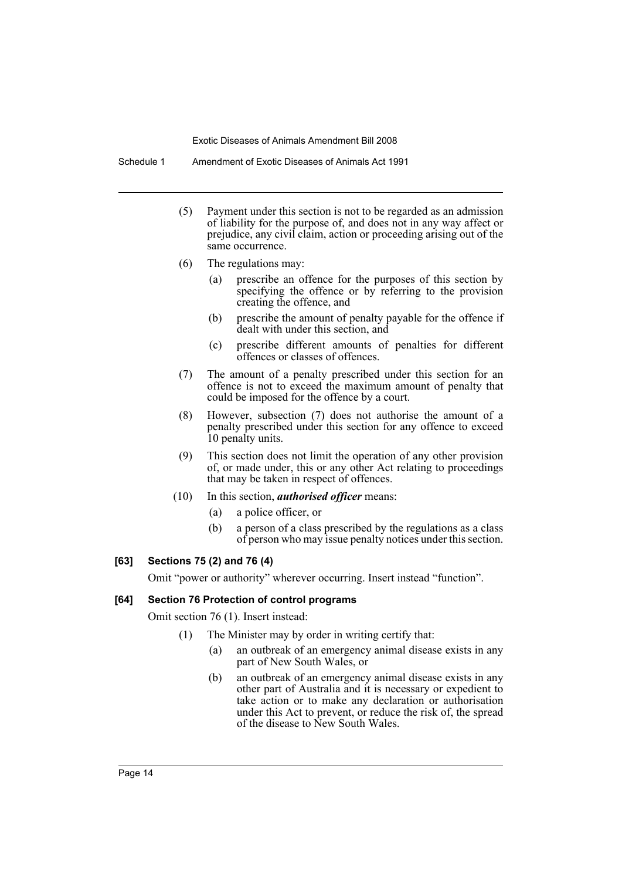(5) Payment under this section is not to be regarded as an admission of liability for the purpose of, and does not in any way affect or prejudice, any civil claim, action or proceeding arising out of the same occurrence.

(6) The regulations may:

(a) prescribe an offence for the purposes of this section by specifying the offence or by referring to the provision creating the offence, and

(b) prescribe the amount of penalty payable for the offence if dealt with under this section, and

(c) prescribe different amounts of penalties for different offences or classes of offences.

(7) The amount of a penalty prescribed under this section for an offence is not to exceed the maximum amount of penalty that could be imposed for the offence by a court.

(8) However, subsection (7) does not authorise the amount of a penalty prescribed under this section for any offence to exceed 10 penalty units.

(9) This section does not limit the operation of any other provision of, or made under, this or any other Act relating to proceedings that may be taken in respect of offences.

(10) In this section, ***authorised officer*** means:

(a) a police officer, or

(b) a person of a class prescribed by the regulations as a class of person who may issue penalty notices under this section.

### [63] Sections 75 (2) and 76 (4)

Omit "power or authority" wherever occurring. Insert instead "function".

### [64] Section 76 Protection of control programs

Omit section 76 (1). Insert instead:

(1) The Minister may by order in writing certify that:

(a) an outbreak of an emergency animal disease exists in any part of New South Wales, or

(b) an outbreak of an emergency animal disease exists in any other part of Australia and it is necessary or expedient to take action or to make any declaration or authorisation under this Act to prevent, or reduce the risk of, the spread of the disease to New South Wales.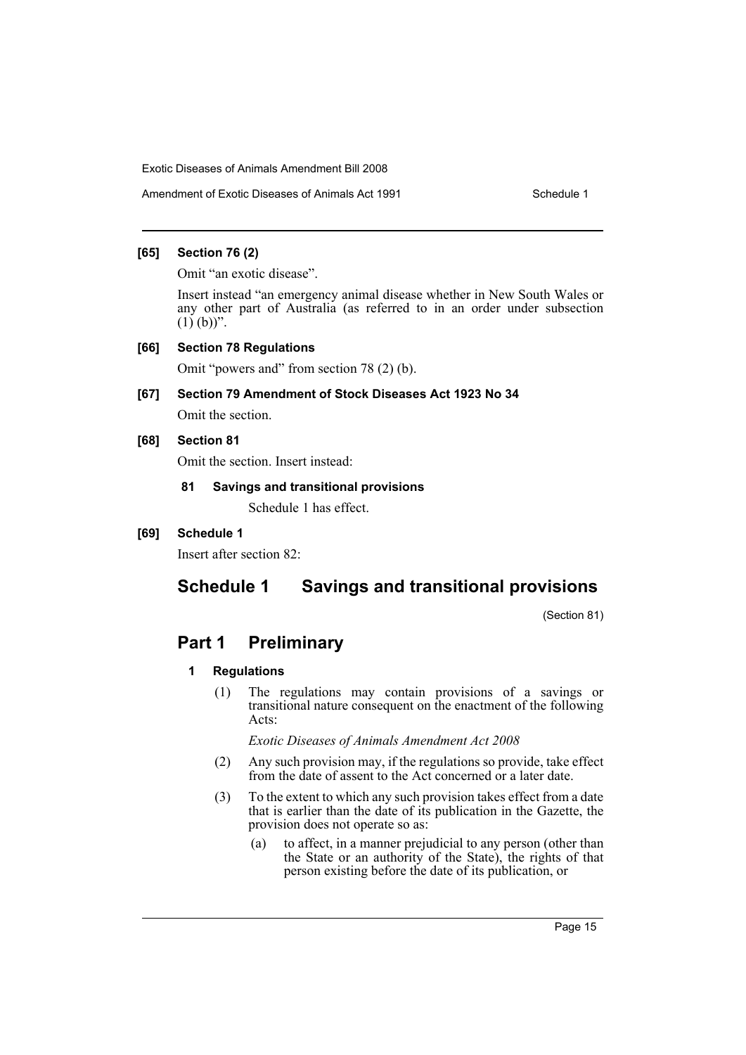**[65] Section 76 (2)**

Omit "an exotic disease".

Insert instead "an emergency animal disease whether in New South Wales or any other part of Australia (as referred to in an order under subsection (1) (b))".

**[66] Section 78 Regulations**

Omit "powers and" from section 78 (2) (b).

**[67] Section 79 Amendment of Stock Diseases Act 1923 No 34**

Omit the section.

**[68] Section 81**

Omit the section. Insert instead:

**81 Savings and transitional provisions**

Schedule 1 has effect.

**[69] Schedule 1**

Insert after section 82:

## Schedule 1 Savings and transitional provisions

(Section 81)

## Part 1 Preliminary

**1 Regulations**

(1) The regulations may contain provisions of a savings or transitional nature consequent on the enactment of the following Acts:

*Exotic Diseases of Animals Amendment Act 2008*

(2) Any such provision may, if the regulations so provide, take effect from the date of assent to the Act concerned or a later date.

(3) To the extent to which any such provision takes effect from a date that is earlier than the date of its publication in the Gazette, the provision does not operate so as:

(a) to affect, in a manner prejudicial to any person (other than the State or an authority of the State), the rights of that person existing before the date of its publication, or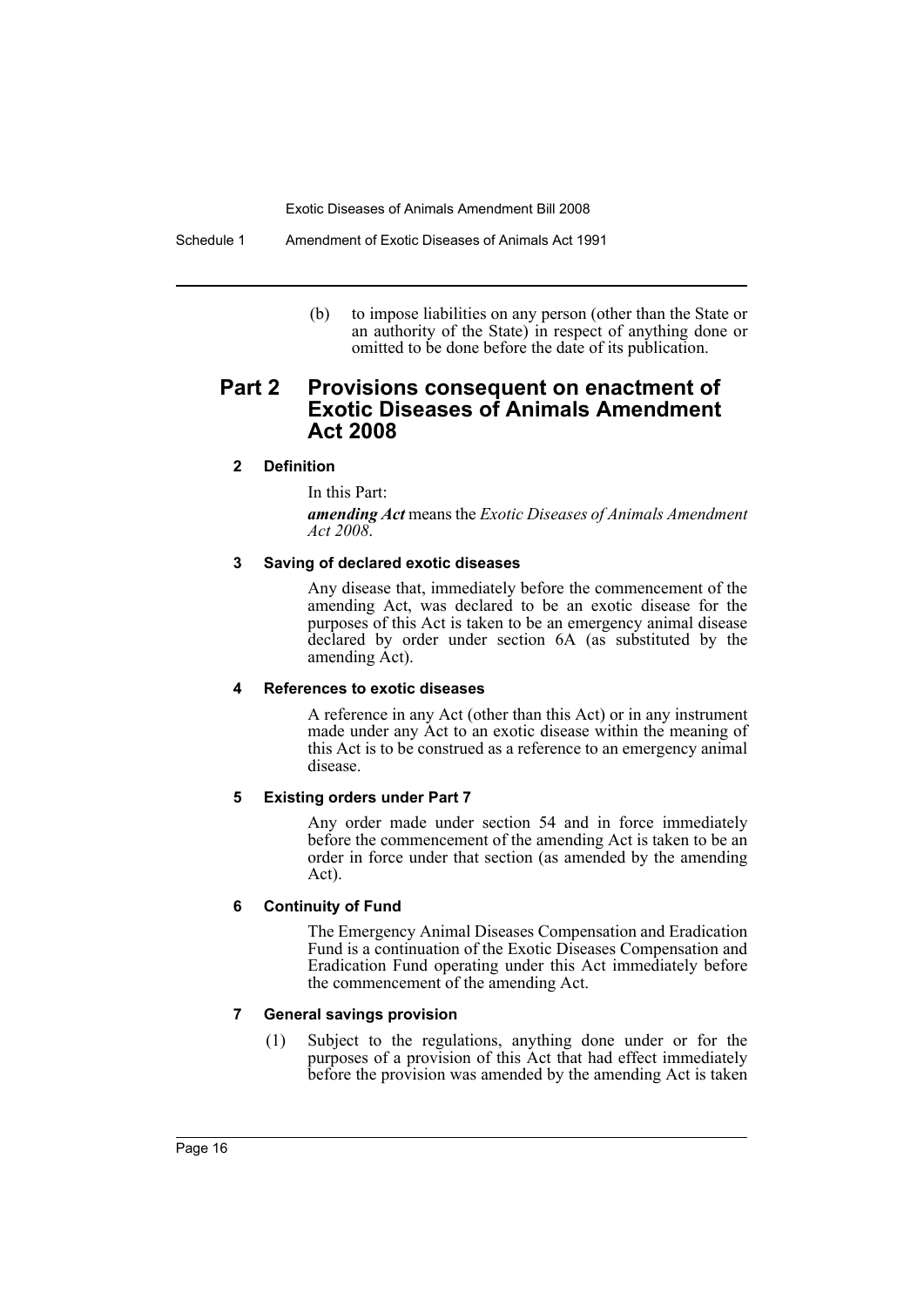(b) to impose liabilities on any person (other than the State or an authority of the State) in respect of anything done or omitted to be done before the date of its publication.

## Part 2 Provisions consequent on enactment of Exotic Diseases of Animals Amendment Act 2008

### 2 Definition

In this Part:

***amending Act*** means the *Exotic Diseases of Animals Amendment Act 2008*.

### 3 Saving of declared exotic diseases

Any disease that, immediately before the commencement of the amending Act, was declared to be an exotic disease for the purposes of this Act is taken to be an emergency animal disease declared by order under section 6A (as substituted by the amending Act).

### 4 References to exotic diseases

A reference in any Act (other than this Act) or in any instrument made under any Act to an exotic disease within the meaning of this Act is to be construed as a reference to an emergency animal disease.

### 5 Existing orders under Part 7

Any order made under section 54 and in force immediately before the commencement of the amending Act is taken to be an order in force under that section (as amended by the amending Act).

### 6 Continuity of Fund

The Emergency Animal Diseases Compensation and Eradication Fund is a continuation of the Exotic Diseases Compensation and Eradication Fund operating under this Act immediately before the commencement of the amending Act.

### 7 General savings provision

(1) Subject to the regulations, anything done under or for the purposes of a provision of this Act that had effect immediately before the provision was amended by the amending Act is taken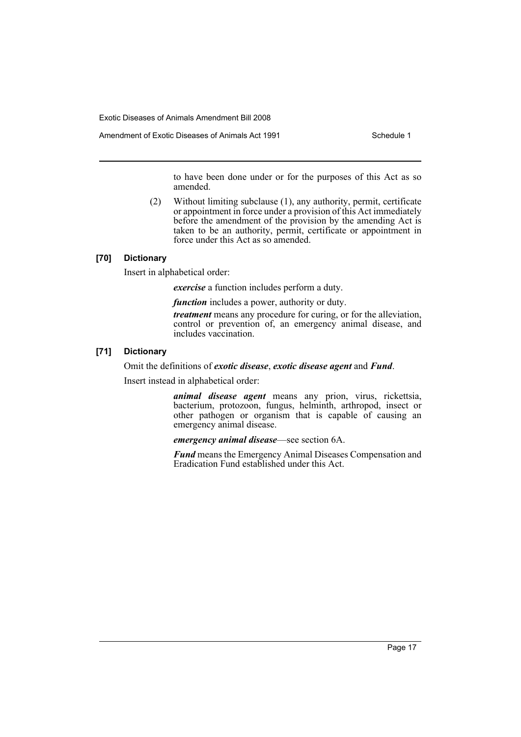to have been done under or for the purposes of this Act as so amended.

(2) Without limiting subclause (1), any authority, permit, certificate or appointment in force under a provision of this Act immediately before the amendment of the provision by the amending Act is taken to be an authority, permit, certificate or appointment in force under this Act as so amended.

### [70] Dictionary

Insert in alphabetical order:

> ***exercise*** a function includes perform a duty.
>
> ***function*** includes a power, authority or duty.
>
> ***treatment*** means any procedure for curing, or for the alleviation, control or prevention of, an emergency animal disease, and includes vaccination.

### [71] Dictionary

Omit the definitions of ***exotic disease***, ***exotic disease agent*** and ***Fund***.

Insert instead in alphabetical order:

> ***animal disease agent*** means any prion, virus, rickettsia, bacterium, protozoon, fungus, helminth, arthropod, insect or other pathogen or organism that is capable of causing an emergency animal disease.
>
> ***emergency animal disease***—see section 6A.
>
> ***Fund*** means the Emergency Animal Diseases Compensation and Eradication Fund established under this Act.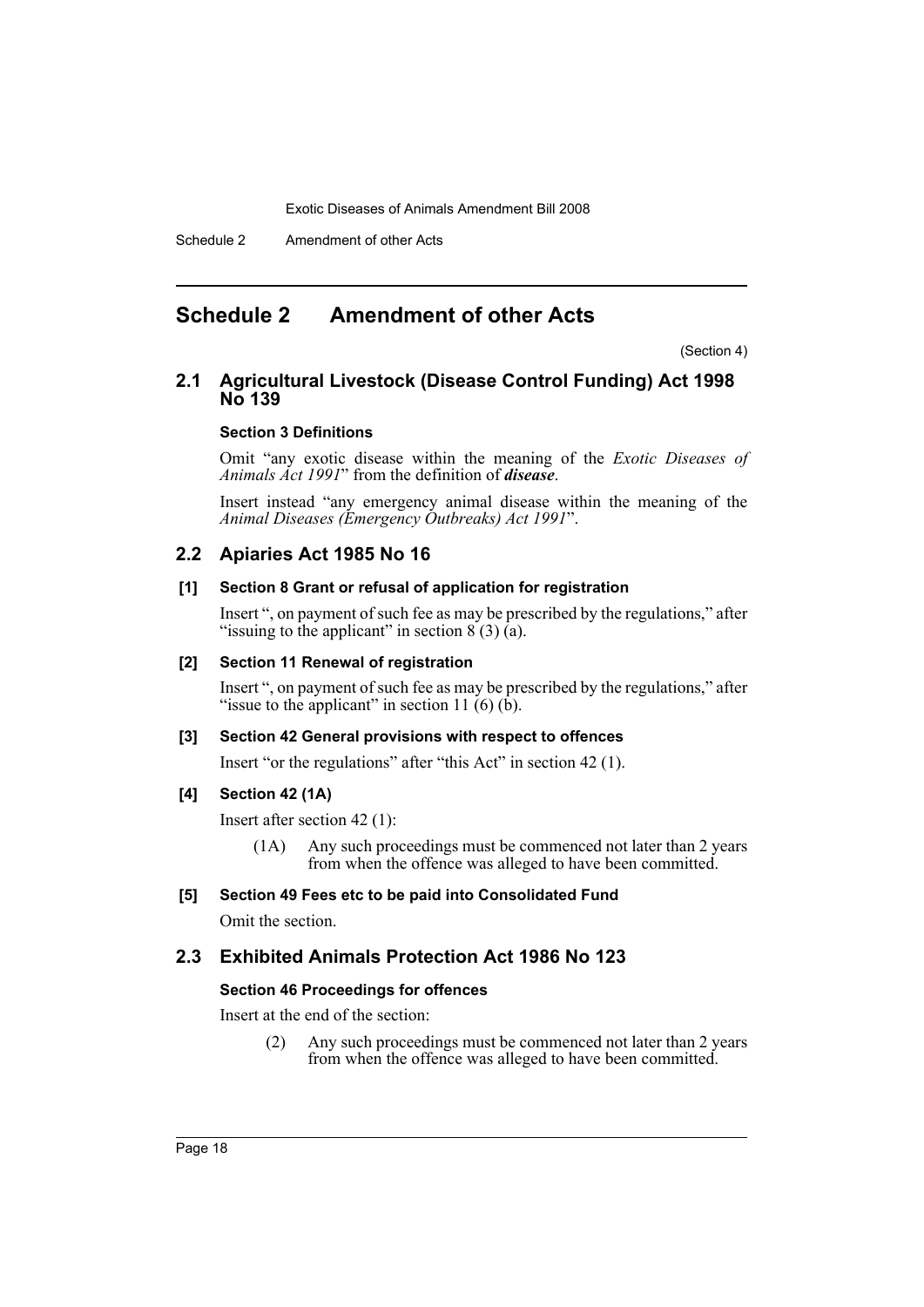# Schedule 2 Amendment of other Acts

(Section 4)

## 2.1 Agricultural Livestock (Disease Control Funding) Act 1998 No 139

**Section 3 Definitions**

Omit "any exotic disease within the meaning of the *Exotic Diseases of Animals Act 1991*" from the definition of ***disease***.

Insert instead "any emergency animal disease within the meaning of the *Animal Diseases (Emergency Outbreaks) Act 1991*".

## 2.2 Apiaries Act 1985 No 16

**[1] Section 8 Grant or refusal of application for registration**

Insert ", on payment of such fee as may be prescribed by the regulations," after "issuing to the applicant" in section 8 (3) (a).

**[2] Section 11 Renewal of registration**

Insert ", on payment of such fee as may be prescribed by the regulations," after "issue to the applicant" in section 11 (6) (b).

**[3] Section 42 General provisions with respect to offences**

Insert "or the regulations" after "this Act" in section 42 (1).

**[4] Section 42 (1A)**

Insert after section 42 (1):

> (1A) Any such proceedings must be commenced not later than 2 years from when the offence was alleged to have been committed.

**[5] Section 49 Fees etc to be paid into Consolidated Fund**

Omit the section.

## 2.3 Exhibited Animals Protection Act 1986 No 123

**Section 46 Proceedings for offences**

Insert at the end of the section:

> (2) Any such proceedings must be commenced not later than 2 years from when the offence was alleged to have been committed.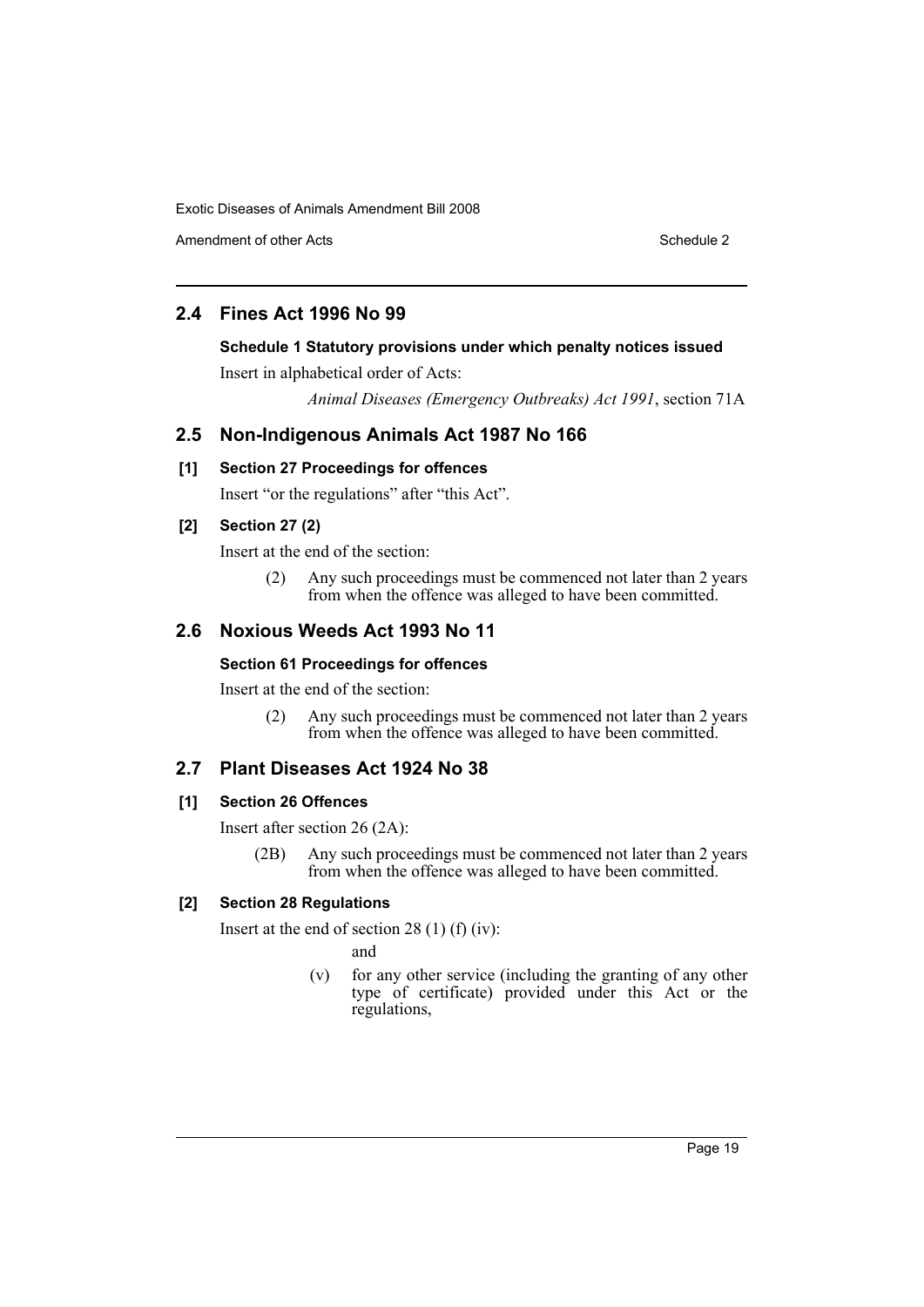## 2.4 Fines Act 1996 No 99

### Schedule 1 Statutory provisions under which penalty notices issued

Insert in alphabetical order of Acts:

*Animal Diseases (Emergency Outbreaks) Act 1991*, section 71A

## 2.5 Non-Indigenous Animals Act 1987 No 166

### [1] Section 27 Proceedings for offences

Insert "or the regulations" after "this Act".

### [2] Section 27 (2)

Insert at the end of the section:

(2) Any such proceedings must be commenced not later than 2 years from when the offence was alleged to have been committed.

## 2.6 Noxious Weeds Act 1993 No 11

### Section 61 Proceedings for offences

Insert at the end of the section:

(2) Any such proceedings must be commenced not later than 2 years from when the offence was alleged to have been committed.

## 2.7 Plant Diseases Act 1924 No 38

### [1] Section 26 Offences

Insert after section 26 (2A):

(2B) Any such proceedings must be commenced not later than 2 years from when the offence was alleged to have been committed.

### [2] Section 28 Regulations

Insert at the end of section 28 (1) (f) (iv):

and

(v) for any other service (including the granting of any other type of certificate) provided under this Act or the regulations,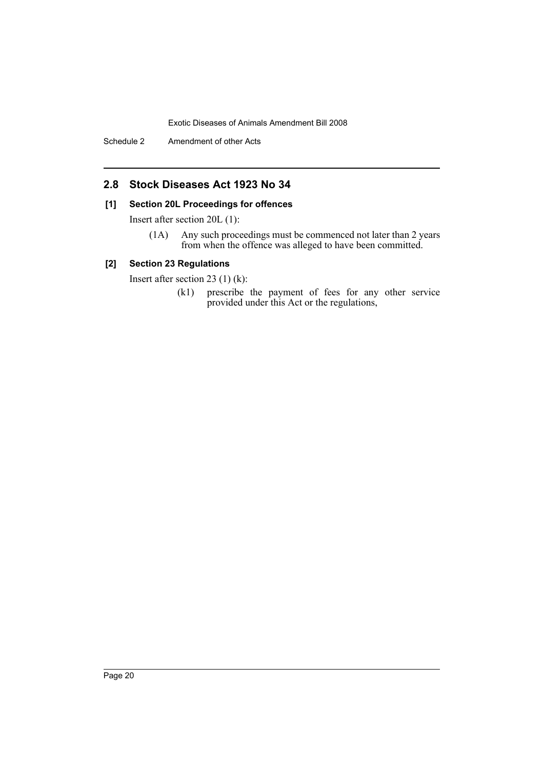## 2.8 Stock Diseases Act 1923 No 34

### [1] Section 20L Proceedings for offences

Insert after section 20L (1):

(1A) Any such proceedings must be commenced not later than 2 years from when the offence was alleged to have been committed.

### [2] Section 23 Regulations

Insert after section 23 (1) (k):

(k1) prescribe the payment of fees for any other service provided under this Act or the regulations,